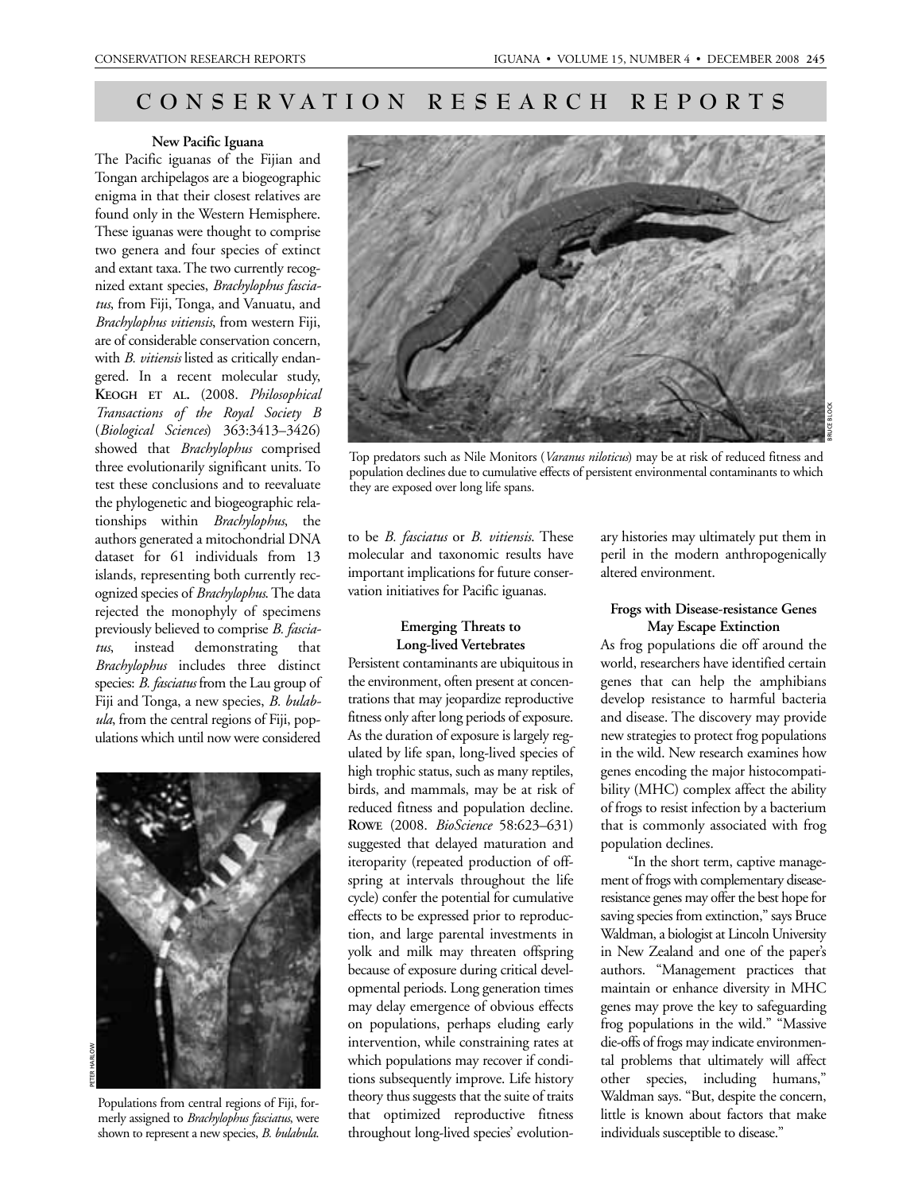# CONSERVATION RESEARCH REPORTS

### New Pacific Iguana

The Pacific iguanas of the Fijian and Tongan archipelagos are a biogeographic enigma in that their closest relatives are found only in the Western Hemisphere. These iguanas were thought to comprise two genera and four species of extinct and extant taxa. The two currently recognized extant species, *Brachylophus fasciatus*, from Fiji, Tonga, and Vanuatu, and *Brachylophus vitiensis*, from western Fiji, are of considerable conservation concern, with *B. vitiensis* listed as critically endangered. In a recent molecular study, **KEOGH ET AL.** (2008. *Philosophical Transactions of the Royal Society B* (*Biological Sciences*) 363:3413–3426) showed that *Brachylophus* comprised three evolutionarily significant units. To test these conclusions and to reevaluate the phylogenetic and biogeographic relationships within *Brachylophus*, the authors generated a mitochondrial DNA dataset for 61 individuals from 13 islands, representing both currently recognized species of *Brachylophus*. The data rejected the monophyly of specimens previously believed to comprise *B. fasciatus*, instead demonstrating that *Brachylophus* includes three distinct species: *B. fasciatus* from the Lau group of Fiji and Tonga, a new species, *B. bulabula*, from the central regions of Fiji, populations which until now were considered to be *B. fasciatus* or *B. vitiensis*. These molecular and taxonomic results have important implications for future conservation initiatives for Pacific iguanas.

Populations from central regions of Fiji, formerly assigned to *Brachylophus fasciatus*, were shown to represent a new species, *B. bulabula*.

Top predators such as Nile Monitors (*Varanus niloticus*) may be at risk of reduced fitness and population declines due to cumulative effects of persistent environmental contaminants to which they are exposed over long life spans.

### Emerging Threats to Long-lived Vertebrates

Persistent contaminants are ubiquitous in the environment, often present at concentrations that may jeopardize reproductive fitness only after long periods of exposure. As the duration of exposure is largely regulated by life span, long-lived species of high trophic status, such as many reptiles, birds, and mammals, may be at risk of reduced fitness and population decline. **ROWE** (2008. *BioScience* 58:623–631) suggested that delayed maturation and iteroparity (repeated production of offspring at intervals throughout the life cycle) confer the potential for cumulative effects to be expressed prior to reproduction, and large parental investments in yolk and milk may threaten offspring because of exposure during critical developmental periods. Long generation times may delay emergence of obvious effects on populations, perhaps eluding early intervention, while constraining rates at which populations may recover if conditions subsequently improve. Life history theory thus suggests that the suite of traits that optimized reproductive fitness throughout long-lived species' evolutionary histories may ultimately put them in peril in the modern anthropogenically altered environment.

### Frogs with Disease-resistance Genes May Escape Extinction

As frog populations die off around the world, researchers have identified certain genes that can help the amphibians develop resistance to harmful bacteria and disease. The discovery may provide new strategies to protect frog populations in the wild. New research examines how genes encoding the major histocompatibility (MHC) complex affect the ability of frogs to resist infection by a bacterium that is commonly associated with frog population declines.

"In the short term, captive management of frogs with complementary disease-resistance genes may offer the best hope for saving species from extinction," says Bruce Waldman, a biologist at Lincoln University in New Zealand and one of the paper's authors. "Management practices that maintain or enhance diversity in MHC genes may prove the key to safeguarding frog populations in the wild." "Massive die-offs of frogs may indicate environmental problems that ultimately will affect other species, including humans," Waldman says. "But, despite the concern, little is known about factors that make individuals susceptible to disease."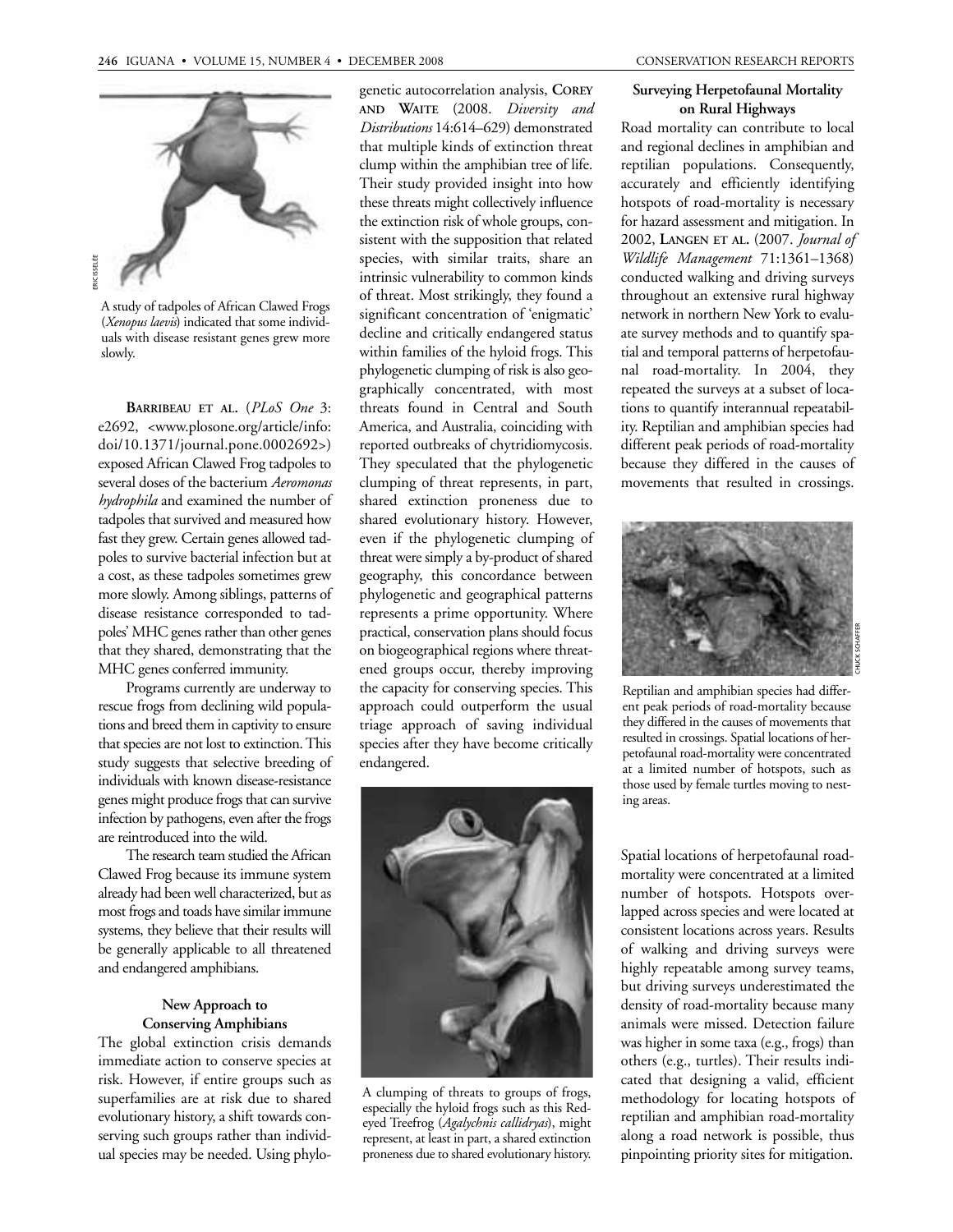A study of tadpoles of African Clawed Frogs (*Xenopus laevis*) indicated that some individuals with disease resistant genes grew more slowly.

**Barribeau et al.** (*PLoS One* 3: e2692, <www.plosone.org/article/info:doi/10.1371/journal.pone.0002692>) exposed African Clawed Frog tadpoles to several doses of the bacterium *Aeromonas hydrophila* and examined the number of tadpoles that survived and measured how fast they grew. Certain genes allowed tadpoles to survive bacterial infection but at a cost, as these tadpoles sometimes grew more slowly. Among siblings, patterns of disease resistance corresponded to tadpoles' MHC genes rather than other genes that they shared, demonstrating that the MHC genes conferred immunity.

Programs currently are underway to rescue frogs from declining wild populations and breed them in captivity to ensure that species are not lost to extinction. This study suggests that selective breeding of individuals with known disease-resistance genes might produce frogs that can survive infection by pathogens, even after the frogs are reintroduced into the wild.

The research team studied the African Clawed Frog because its immune system already had been well characterized, but as most frogs and toads have similar immune systems, they believe that their results will be generally applicable to all threatened and endangered amphibians.

### New Approach to Conserving Amphibians

The global extinction crisis demands immediate action to conserve species at risk. However, if entire groups such as superfamilies are at risk due to shared evolutionary history, a shift towards conserving such groups rather than individual species may be needed. Using phylogenetic autocorrelation analysis, **Corey and Waite** (2008. *Diversity and Distributions* 14:614–629) demonstrated that multiple kinds of extinction threat clump within the amphibian tree of life. Their study provided insight into how these threats might collectively influence the extinction risk of whole groups, consistent with the supposition that related species, with similar traits, share an intrinsic vulnerability to common kinds of threat. Most strikingly, they found a significant concentration of 'enigmatic' decline and critically endangered status within families of the hyloid frogs. This phylogenetic clumping of risk is also geographically concentrated, with most threats found in Central and South America, and Australia, coinciding with reported outbreaks of chytridiomycosis. They speculated that the phylogenetic clumping of threat represents, in part, shared extinction proneness due to shared evolutionary history. However, even if the phylogenetic clumping of threat were simply a by-product of shared geography, this concordance between phylogenetic and geographical patterns represents a prime opportunity. Where practical, conservation plans should focus on biogeographical regions where threatened groups occur, thereby improving the capacity for conserving species. This approach could outperform the usual triage approach of saving individual species after they have become critically endangered.

A clumping of threats to groups of frogs, especially the hyloid frogs such as this Red-eyed Treefrog (*Agalychnis callidryas*), might represent, at least in part, a shared extinction proneness due to shared evolutionary history.

### Surveying Herpetofaunal Mortality on Rural Highways

Road mortality can contribute to local and regional declines in amphibian and reptilian populations. Consequently, accurately and efficiently identifying hotspots of road-mortality is necessary for hazard assessment and mitigation. In 2002, **Langen et al.** (2007. *Journal of Wildlife Management* 71:1361–1368) conducted walking and driving surveys throughout an extensive rural highway network in northern New York to evaluate survey methods and to quantify spatial and temporal patterns of herpetofaunal road-mortality. In 2004, they repeated the surveys at a subset of locations to quantify interannual repeatability. Reptilian and amphibian species had different peak periods of road-mortality because they differed in the causes of movements that resulted in crossings. Spatial locations of herpetofaunal road-mortality were concentrated at a limited number of hotspots. Hotspots overlapped across species and were located at consistent locations across years. Results of walking and driving surveys were highly repeatable among survey teams, but driving surveys underestimated the density of road-mortality because many animals were missed. Detection failure was higher in some taxa (e.g., frogs) than others (e.g., turtles). Their results indicated that designing a valid, efficient methodology for locating hotspots of reptilian and amphibian road-mortality along a road network is possible, thus pinpointing priority sites for mitigation.

Reptilian and amphibian species had different peak periods of road-mortality because they differed in the causes of movements that resulted in crossings. Spatial locations of herpetofaunal road-mortality were concentrated at a limited number of hotspots, such as those used by female turtles moving to nesting areas.